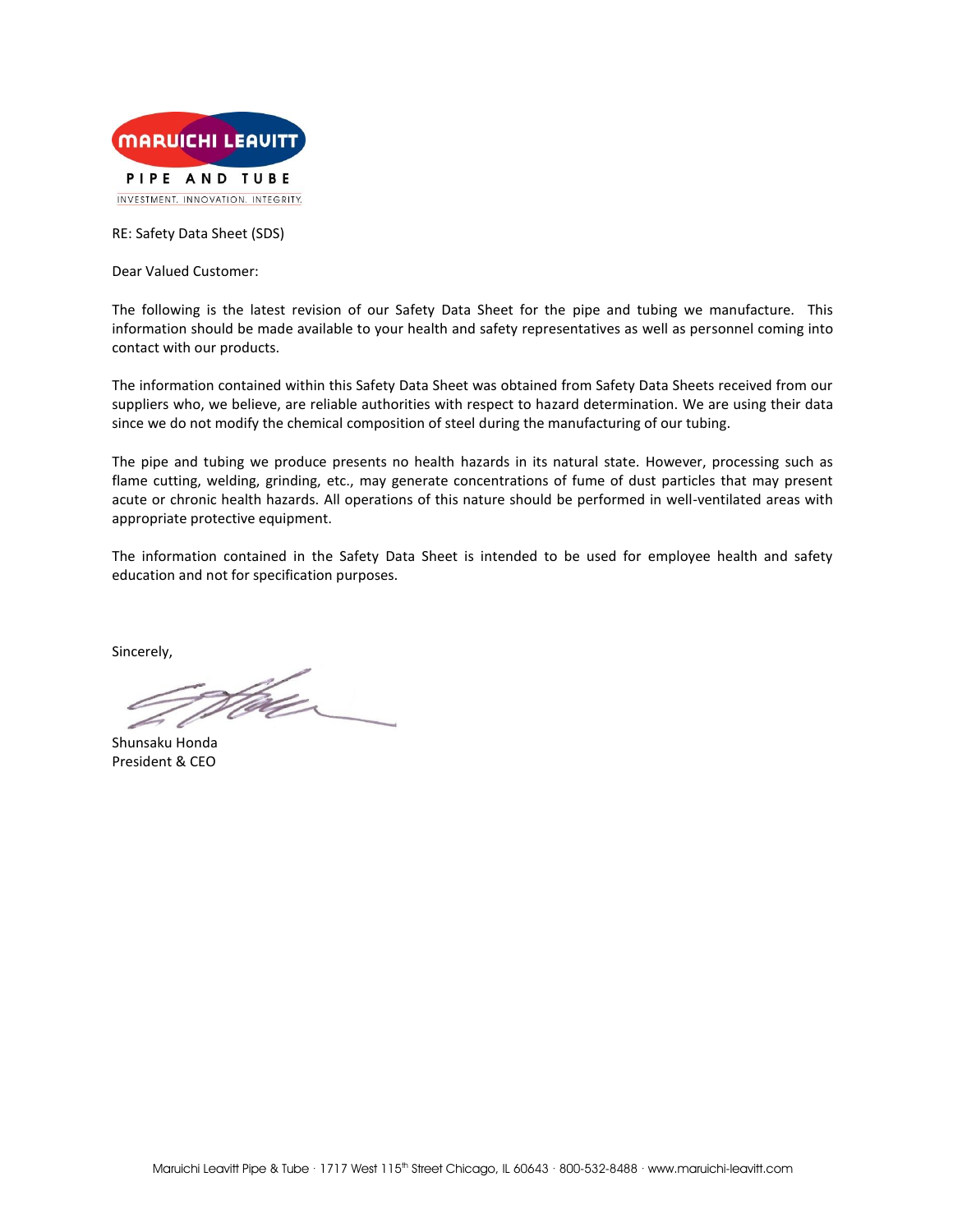MARUICHI LEAVITT

PIPE AND TUBE

INVESTMENT. INNOVATION. INTEGRITY.

RE: Safety Data Sheet (SDS)

Dear Valued Customer:

The following is the latest revision of our Safety Data Sheet for the pipe and tubing we manufacture. This information should be made available to your health and safety representatives as well as personnel coming into contact with our products.

The information contained within this Safety Data Sheet was obtained from Safety Data Sheets received from our suppliers who, we believe, are reliable authorities with respect to hazard determination. We are using their data since we do not modify the chemical composition of steel during the manufacturing of our tubing.

The pipe and tubing we produce presents no health hazards in its natural state. However, processing such as flame cutting, welding, grinding, etc., may generate concentrations of fume of dust particles that may present acute or chronic health hazards. All operations of this nature should be performed in well-ventilated areas with appropriate protective equipment.

The information contained in the Safety Data Sheet is intended to be used for employee health and safety education and not for specification purposes.

Sincerely,

Shunsaku Honda
President & CEO

Maruichi Leavitt Pipe & Tube · 1717 West 115th Street Chicago, IL 60643 · 800-532-8488 · www.maruichi-leavitt.com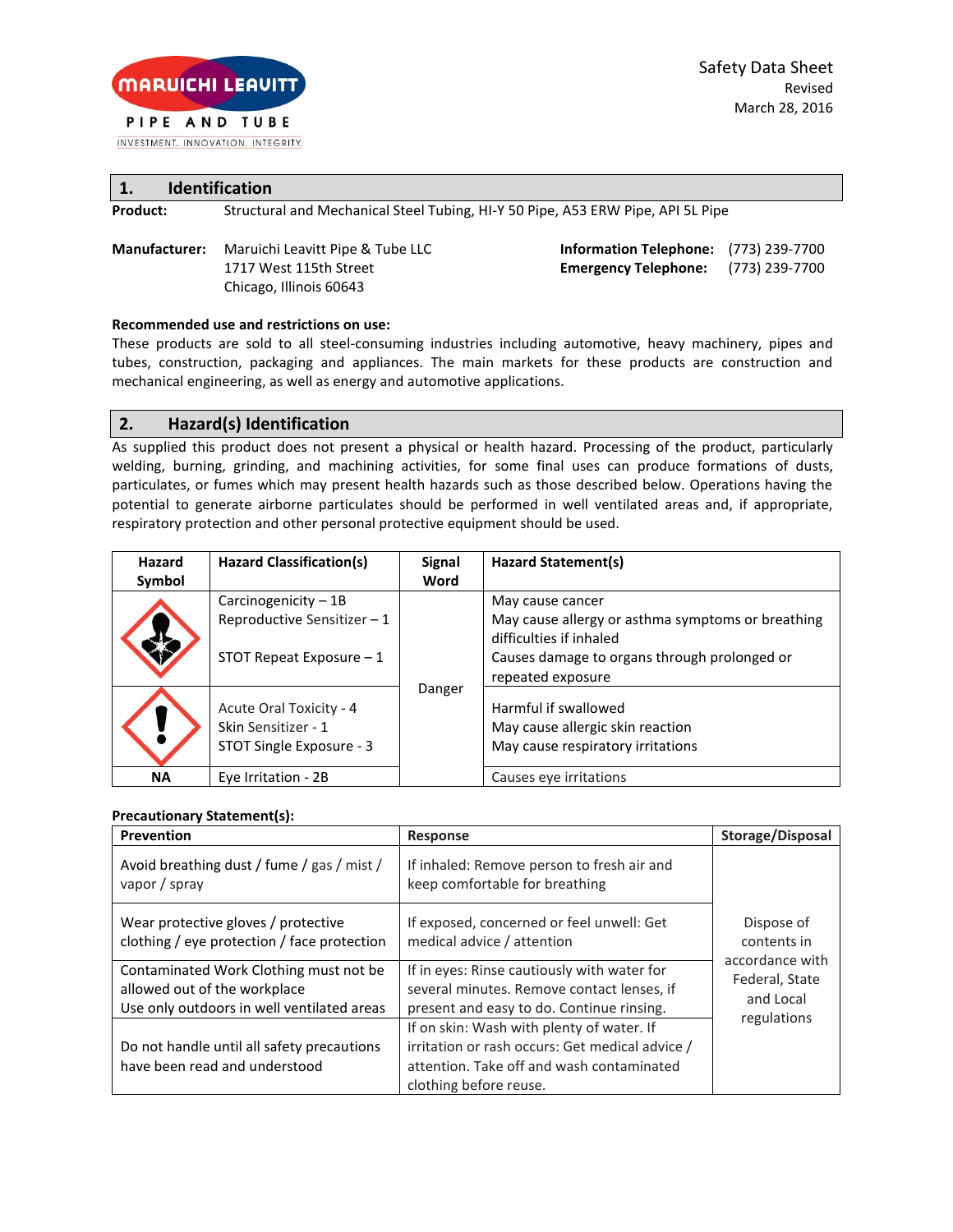Safety Data Sheet
Revised
March 28, 2016

## 1. Identification

**Product:** Structural and Mechanical Steel Tubing, HI-Y 50 Pipe, A53 ERW Pipe, API 5L Pipe

**Manufacturer:** Maruichi Leavitt Pipe & Tube LLC
1717 West 115th Street
Chicago, Illinois 60643

**Information Telephone:** (773) 239-7700
**Emergency Telephone:** (773) 239-7700

**Recommended use and restrictions on use:**
These products are sold to all steel-consuming industries including automotive, heavy machinery, pipes and tubes, construction, packaging and appliances. The main markets for these products are construction and mechanical engineering, as well as energy and automotive applications.

## 2. Hazard(s) Identification

As supplied this product does not present a physical or health hazard. Processing of the product, particularly welding, burning, grinding, and machining activities, for some final uses can produce formations of dusts, particulates, or fumes which may present health hazards such as those described below. Operations having the potential to generate airborne particulates should be performed in well ventilated areas and, if appropriate, respiratory protection and other personal protective equipment should be used.

| Hazard Symbol | Hazard Classification(s) | Signal Word | Hazard Statement(s) |
|---|---|---|---|
| | Carcinogenicity – 1B<br>Reproductive Sensitizer – 1<br>STOT Repeat Exposure – 1 | Danger | May cause cancer<br>May cause allergy or asthma symptoms or breathing difficulties if inhaled<br>Causes damage to organs through prolonged or repeated exposure |
| | Acute Oral Toxicity - 4<br>Skin Sensitizer - 1<br>STOT Single Exposure - 3 | | Harmful if swallowed<br>May cause allergic skin reaction<br>May cause respiratory irritations |
| NA | Eye Irritation - 2B | | Causes eye irritations |

**Precautionary Statement(s):**

| Prevention | Response | Storage/Disposal |
|---|---|---|
| Avoid breathing dust / fume / gas / mist / vapor / spray | If inhaled: Remove person to fresh air and keep comfortable for breathing | Dispose of contents in accordance with Federal, State and Local regulations |
| Wear protective gloves / protective clothing / eye protection / face protection | If exposed, concerned or feel unwell: Get medical advice / attention | |
| Contaminated Work Clothing must not be allowed out of the workplace<br>Use only outdoors in well ventilated areas | If in eyes: Rinse cautiously with water for several minutes. Remove contact lenses, if present and easy to do. Continue rinsing. | |
| Do not handle until all safety precautions have been read and understood | If on skin: Wash with plenty of water. If irritation or rash occurs: Get medical advice / attention. Take off and wash contaminated clothing before reuse. | |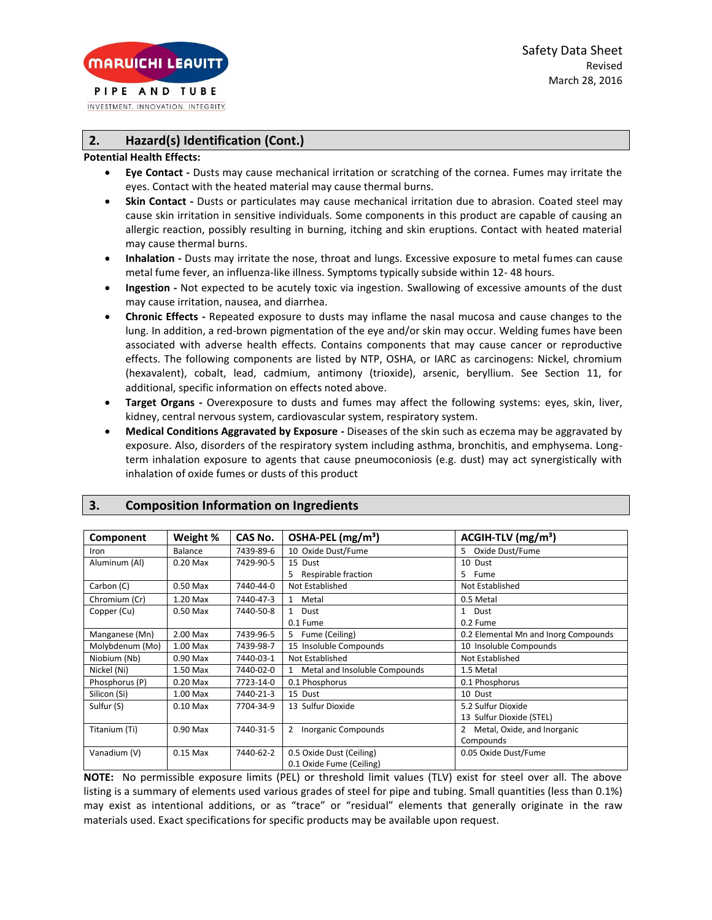## 2. Hazard(s) Identification (Cont.)

**Potential Health Effects:**

- **Eye Contact -** Dusts may cause mechanical irritation or scratching of the cornea. Fumes may irritate the eyes. Contact with the heated material may cause thermal burns.
- **Skin Contact -** Dusts or particulates may cause mechanical irritation due to abrasion. Coated steel may cause skin irritation in sensitive individuals. Some components in this product are capable of causing an allergic reaction, possibly resulting in burning, itching and skin eruptions. Contact with heated material may cause thermal burns.
- **Inhalation -** Dusts may irritate the nose, throat and lungs. Excessive exposure to metal fumes can cause metal fume fever, an influenza-like illness. Symptoms typically subside within 12- 48 hours.
- **Ingestion -** Not expected to be acutely toxic via ingestion. Swallowing of excessive amounts of the dust may cause irritation, nausea, and diarrhea.
- **Chronic Effects -** Repeated exposure to dusts may inflame the nasal mucosa and cause changes to the lung. In addition, a red-brown pigmentation of the eye and/or skin may occur. Welding fumes have been associated with adverse health effects. Contains components that may cause cancer or reproductive effects. The following components are listed by NTP, OSHA, or IARC as carcinogens: Nickel, chromium (hexavalent), cobalt, lead, cadmium, antimony (trioxide), arsenic, beryllium. See Section 11, for additional, specific information on effects noted above.
- **Target Organs -** Overexposure to dusts and fumes may affect the following systems: eyes, skin, liver, kidney, central nervous system, cardiovascular system, respiratory system.
- **Medical Conditions Aggravated by Exposure -** Diseases of the skin such as eczema may be aggravated by exposure. Also, disorders of the respiratory system including asthma, bronchitis, and emphysema. Long-term inhalation exposure to agents that cause pneumoconiosis (e.g. dust) may act synergistically with inhalation of oxide fumes or dusts of this product

## 3. Composition Information on Ingredients

| Component | Weight % | CAS No. | OSHA-PEL (mg/m³) | ACGIH-TLV (mg/m³) |
|---|---|---|---|---|
| Iron | Balance | 7439-89-6 | 10 Oxide Dust/Fume | 5 Oxide Dust/Fume |
| Aluminum (Al) | 0.20 Max | 7429-90-5 | 15 Dust<br>5 Respirable fraction | 10 Dust<br>5 Fume |
| Carbon (C) | 0.50 Max | 7440-44-0 | Not Established | Not Established |
| Chromium (Cr) | 1.20 Max | 7440-47-3 | 1 Metal | 0.5 Metal |
| Copper (Cu) | 0.50 Max | 7440-50-8 | 1 Dust<br>0.1 Fume | 1 Dust<br>0.2 Fume |
| Manganese (Mn) | 2.00 Max | 7439-96-5 | 5 Fume (Ceiling) | 0.2 Elemental Mn and Inorg Compounds |
| Molybdenum (Mo) | 1.00 Max | 7439-98-7 | 15 Insoluble Compounds | 10 Insoluble Compounds |
| Niobium (Nb) | 0.90 Max | 7440-03-1 | Not Established | Not Established |
| Nickel (Ni) | 1.50 Max | 7440-02-0 | 1 Metal and Insoluble Compounds | 1.5 Metal |
| Phosphorus (P) | 0.20 Max | 7723-14-0 | 0.1 Phosphorus | 0.1 Phosphorus |
| Silicon (Si) | 1.00 Max | 7440-21-3 | 15 Dust | 10 Dust |
| Sulfur (S) | 0.10 Max | 7704-34-9 | 13 Sulfur Dioxide | 5.2 Sulfur Dioxide<br>13 Sulfur Dioxide (STEL) |
| Titanium (Ti) | 0.90 Max | 7440-31-5 | 2 Inorganic Compounds | 2 Metal, Oxide, and Inorganic Compounds |
| Vanadium (V) | 0.15 Max | 7440-62-2 | 0.5 Oxide Dust (Ceiling)<br>0.1 Oxide Fume (Ceiling) | 0.05 Oxide Dust/Fume |

**NOTE:** No permissible exposure limits (PEL) or threshold limit values (TLV) exist for steel over all. The above listing is a summary of elements used various grades of steel for pipe and tubing. Small quantities (less than 0.1%) may exist as intentional additions, or as "trace" or "residual" elements that generally originate in the raw materials used. Exact specifications for specific products may be available upon request.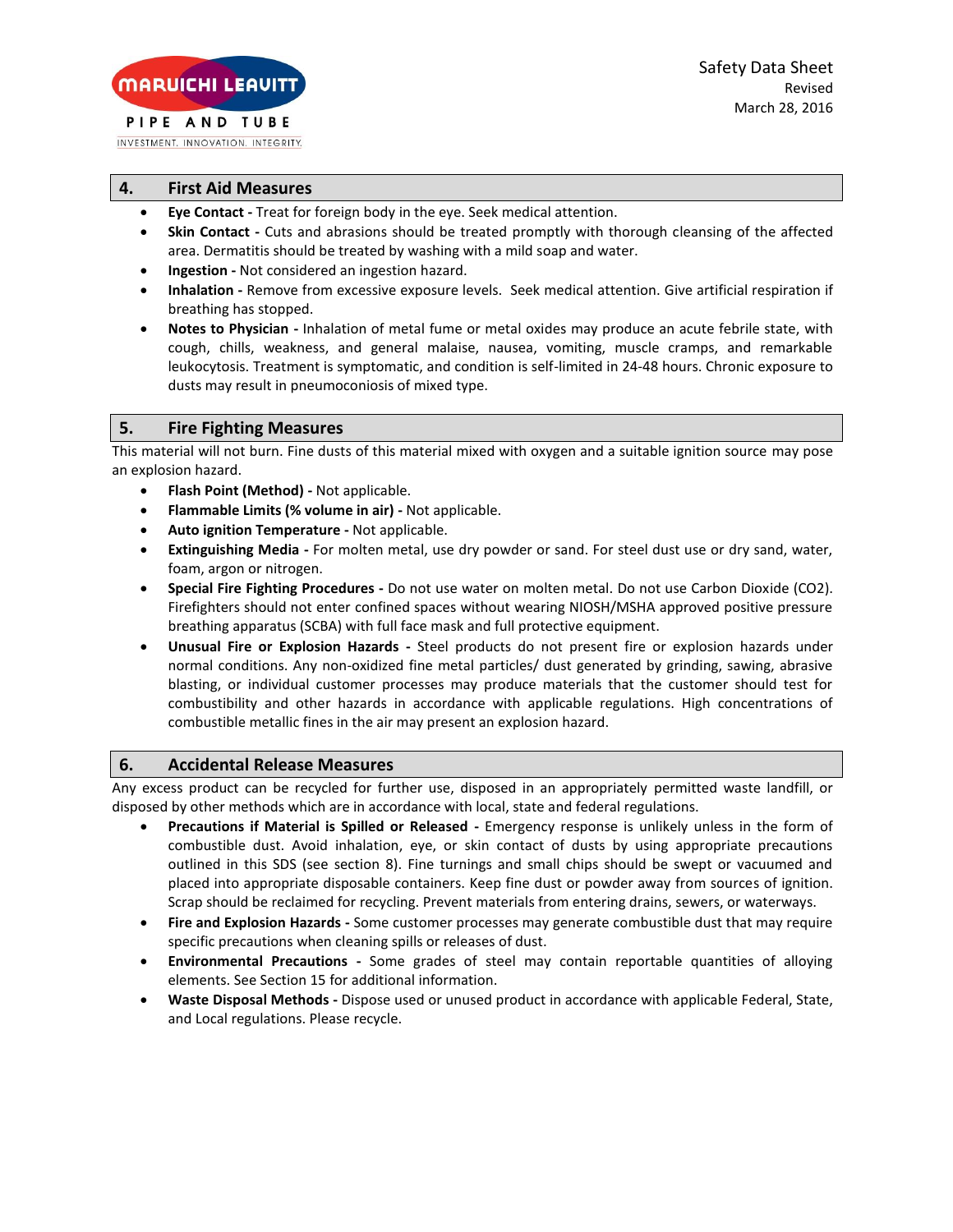## 4. First Aid Measures

- **Eye Contact -** Treat for foreign body in the eye. Seek medical attention.
- **Skin Contact -** Cuts and abrasions should be treated promptly with thorough cleansing of the affected area. Dermatitis should be treated by washing with a mild soap and water.
- **Ingestion -** Not considered an ingestion hazard.
- **Inhalation -** Remove from excessive exposure levels. Seek medical attention. Give artificial respiration if breathing has stopped.
- **Notes to Physician -** Inhalation of metal fume or metal oxides may produce an acute febrile state, with cough, chills, weakness, and general malaise, nausea, vomiting, muscle cramps, and remarkable leukocytosis. Treatment is symptomatic, and condition is self-limited in 24-48 hours. Chronic exposure to dusts may result in pneumoconiosis of mixed type.

## 5. Fire Fighting Measures

This material will not burn. Fine dusts of this material mixed with oxygen and a suitable ignition source may pose an explosion hazard.

- **Flash Point (Method) -** Not applicable.
- **Flammable Limits (% volume in air) -** Not applicable.
- **Auto ignition Temperature -** Not applicable.
- **Extinguishing Media -** For molten metal, use dry powder or sand. For steel dust use or dry sand, water, foam, argon or nitrogen.
- **Special Fire Fighting Procedures -** Do not use water on molten metal. Do not use Carbon Dioxide ($CO_2$). Firefighters should not enter confined spaces without wearing NIOSH/MSHA approved positive pressure breathing apparatus (SCBA) with full face mask and full protective equipment.
- **Unusual Fire or Explosion Hazards -** Steel products do not present fire or explosion hazards under normal conditions. Any non-oxidized fine metal particles/ dust generated by grinding, sawing, abrasive blasting, or individual customer processes may produce materials that the customer should test for combustibility and other hazards in accordance with applicable regulations. High concentrations of combustible metallic fines in the air may present an explosion hazard.

## 6. Accidental Release Measures

Any excess product can be recycled for further use, disposed in an appropriately permitted waste landfill, or disposed by other methods which are in accordance with local, state and federal regulations.

- **Precautions if Material is Spilled or Released -** Emergency response is unlikely unless in the form of combustible dust. Avoid inhalation, eye, or skin contact of dusts by using appropriate precautions outlined in this SDS (see section 8). Fine turnings and small chips should be swept or vacuumed and placed into appropriate disposable containers. Keep fine dust or powder away from sources of ignition. Scrap should be reclaimed for recycling. Prevent materials from entering drains, sewers, or waterways.
- **Fire and Explosion Hazards -** Some customer processes may generate combustible dust that may require specific precautions when cleaning spills or releases of dust.
- **Environmental Precautions -** Some grades of steel may contain reportable quantities of alloying elements. See Section 15 for additional information.
- **Waste Disposal Methods -** Dispose used or unused product in accordance with applicable Federal, State, and Local regulations. Please recycle.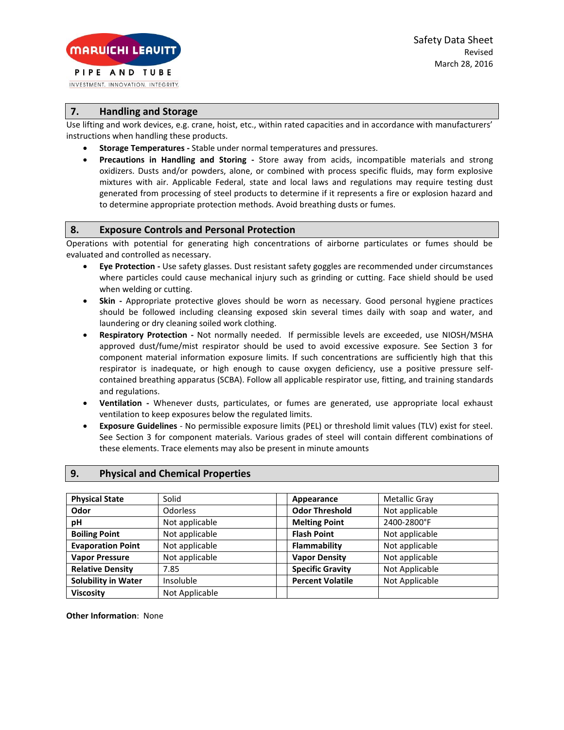## 7. Handling and Storage

Use lifting and work devices, e.g. crane, hoist, etc., within rated capacities and in accordance with manufacturers' instructions when handling these products.

- **Storage Temperatures -** Stable under normal temperatures and pressures.
- **Precautions in Handling and Storing -** Store away from acids, incompatible materials and strong oxidizers. Dusts and/or powders, alone, or combined with process specific fluids, may form explosive mixtures with air. Applicable Federal, state and local laws and regulations may require testing dust generated from processing of steel products to determine if it represents a fire or explosion hazard and to determine appropriate protection methods. Avoid breathing dusts or fumes.

## 8. Exposure Controls and Personal Protection

Operations with potential for generating high concentrations of airborne particulates or fumes should be evaluated and controlled as necessary.

- **Eye Protection -** Use safety glasses. Dust resistant safety goggles are recommended under circumstances where particles could cause mechanical injury such as grinding or cutting. Face shield should be used when welding or cutting.
- **Skin -** Appropriate protective gloves should be worn as necessary. Good personal hygiene practices should be followed including cleansing exposed skin several times daily with soap and water, and laundering or dry cleaning soiled work clothing.
- **Respiratory Protection -** Not normally needed. If permissible levels are exceeded, use NIOSH/MSHA approved dust/fume/mist respirator should be used to avoid excessive exposure. See Section 3 for component material information exposure limits. If such concentrations are sufficiently high that this respirator is inadequate, or high enough to cause oxygen deficiency, use a positive pressure self-contained breathing apparatus (SCBA). Follow all applicable respirator use, fitting, and training standards and regulations.
- **Ventilation -** Whenever dusts, particulates, or fumes are generated, use appropriate local exhaust ventilation to keep exposures below the regulated limits.
- **Exposure Guidelines** - No permissible exposure limits (PEL) or threshold limit values (TLV) exist for steel. See Section 3 for component materials. Various grades of steel will contain different combinations of these elements. Trace elements may also be present in minute amounts

## 9. Physical and Chemical Properties

| | | | | |
|---|---|---|---|---|
| **Physical State** | Solid | | **Appearance** | Metallic Gray |
| **Odor** | Odorless | | **Odor Threshold** | Not applicable |
| **pH** | Not applicable | | **Melting Point** | 2400-2800°F |
| **Boiling Point** | Not applicable | | **Flash Point** | Not applicable |
| **Evaporation Point** | Not applicable | | **Flammability** | Not applicable |
| **Vapor Pressure** | Not applicable | | **Vapor Density** | Not applicable |
| **Relative Density** | 7.85 | | **Specific Gravity** | Not Applicable |
| **Solubility in Water** | Insoluble | | **Percent Volatile** | Not Applicable |
| **Viscosity** | Not Applicable | | | |

**Other Information**: None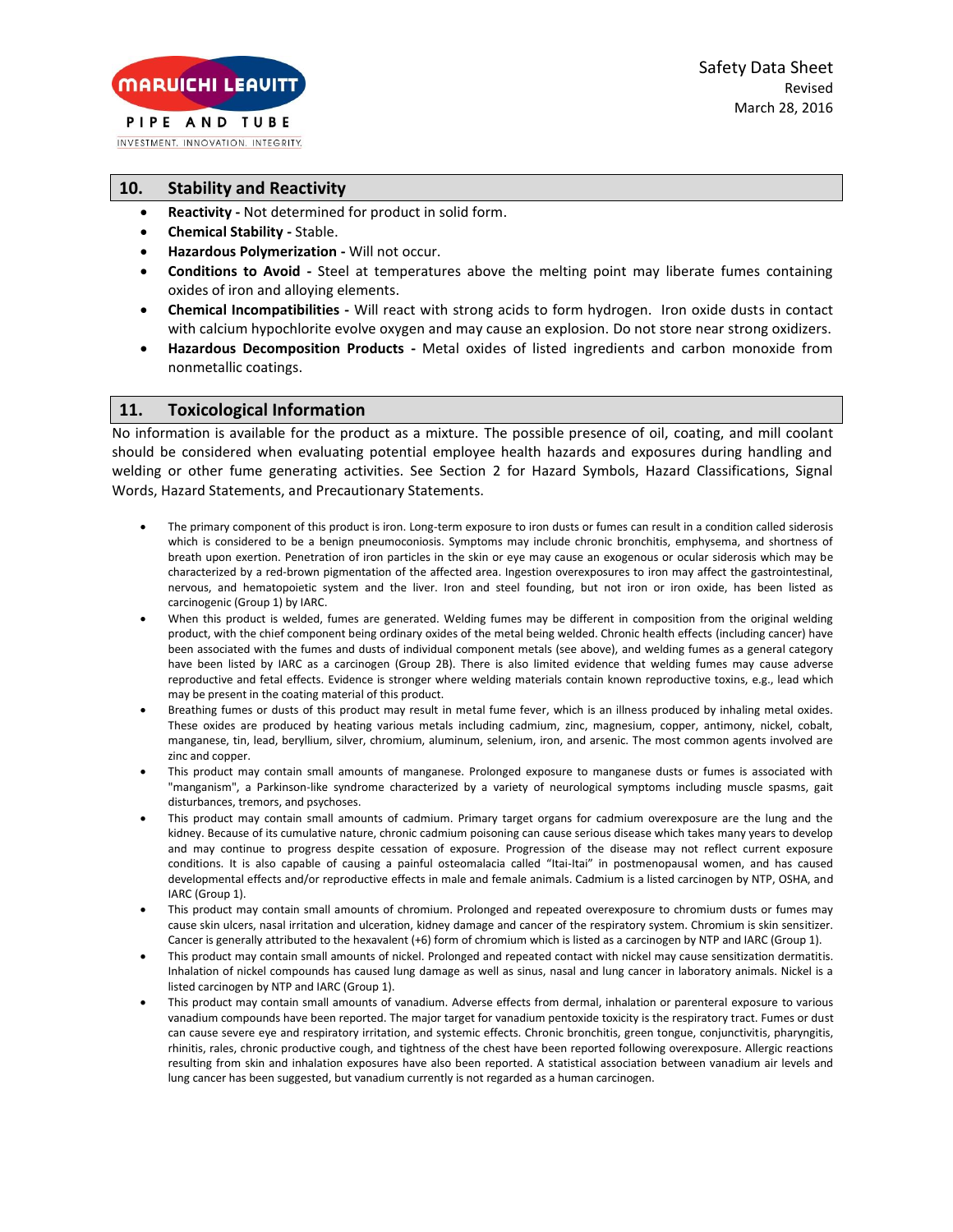## 10. Stability and Reactivity

- **Reactivity -** Not determined for product in solid form.
- **Chemical Stability -** Stable.
- **Hazardous Polymerization -** Will not occur.
- **Conditions to Avoid -** Steel at temperatures above the melting point may liberate fumes containing oxides of iron and alloying elements.
- **Chemical Incompatibilities -** Will react with strong acids to form hydrogen. Iron oxide dusts in contact with calcium hypochlorite evolve oxygen and may cause an explosion. Do not store near strong oxidizers.
- **Hazardous Decomposition Products -** Metal oxides of listed ingredients and carbon monoxide from nonmetallic coatings.

## 11. Toxicological Information

No information is available for the product as a mixture. The possible presence of oil, coating, and mill coolant should be considered when evaluating potential employee health hazards and exposures during handling and welding or other fume generating activities. See Section 2 for Hazard Symbols, Hazard Classifications, Signal Words, Hazard Statements, and Precautionary Statements.

- The primary component of this product is iron. Long-term exposure to iron dusts or fumes can result in a condition called siderosis which is considered to be a benign pneumoconiosis. Symptoms may include chronic bronchitis, emphysema, and shortness of breath upon exertion. Penetration of iron particles in the skin or eye may cause an exogenous or ocular siderosis which may be characterized by a red-brown pigmentation of the affected area. Ingestion overexposures to iron may affect the gastrointestinal, nervous, and hematopoietic system and the liver. Iron and steel founding, but not iron or iron oxide, has been listed as carcinogenic (Group 1) by IARC.
- When this product is welded, fumes are generated. Welding fumes may be different in composition from the original welding product, with the chief component being ordinary oxides of the metal being welded. Chronic health effects (including cancer) have been associated with the fumes and dusts of individual component metals (see above), and welding fumes as a general category have been listed by IARC as a carcinogen (Group 2B). There is also limited evidence that welding fumes may cause adverse reproductive and fetal effects. Evidence is stronger where welding materials contain known reproductive toxins, e.g., lead which may be present in the coating material of this product.
- Breathing fumes or dusts of this product may result in metal fume fever, which is an illness produced by inhaling metal oxides. These oxides are produced by heating various metals including cadmium, zinc, magnesium, copper, antimony, nickel, cobalt, manganese, tin, lead, beryllium, silver, chromium, aluminum, selenium, iron, and arsenic. The most common agents involved are zinc and copper.
- This product may contain small amounts of manganese. Prolonged exposure to manganese dusts or fumes is associated with "manganism", a Parkinson-like syndrome characterized by a variety of neurological symptoms including muscle spasms, gait disturbances, tremors, and psychoses.
- This product may contain small amounts of cadmium. Primary target organs for cadmium overexposure are the lung and the kidney. Because of its cumulative nature, chronic cadmium poisoning can cause serious disease which takes many years to develop and may continue to progress despite cessation of exposure. Progression of the disease may not reflect current exposure conditions. It is also capable of causing a painful osteomalacia called "Itai-Itai" in postmenopausal women, and has caused developmental effects and/or reproductive effects in male and female animals. Cadmium is a listed carcinogen by NTP, OSHA, and IARC (Group 1).
- This product may contain small amounts of chromium. Prolonged and repeated overexposure to chromium dusts or fumes may cause skin ulcers, nasal irritation and ulceration, kidney damage and cancer of the respiratory system. Chromium is skin sensitizer. Cancer is generally attributed to the hexavalent (+6) form of chromium which is listed as a carcinogen by NTP and IARC (Group 1).
- This product may contain small amounts of nickel. Prolonged and repeated contact with nickel may cause sensitization dermatitis. Inhalation of nickel compounds has caused lung damage as well as sinus, nasal and lung cancer in laboratory animals. Nickel is a listed carcinogen by NTP and IARC (Group 1).
- This product may contain small amounts of vanadium. Adverse effects from dermal, inhalation or parenteral exposure to various vanadium compounds have been reported. The major target for vanadium pentoxide toxicity is the respiratory tract. Fumes or dust can cause severe eye and respiratory irritation, and systemic effects. Chronic bronchitis, green tongue, conjunctivitis, pharyngitis, rhinitis, rales, chronic productive cough, and tightness of the chest have been reported following overexposure. Allergic reactions resulting from skin and inhalation exposures have also been reported. A statistical association between vanadium air levels and lung cancer has been suggested, but vanadium currently is not regarded as a human carcinogen.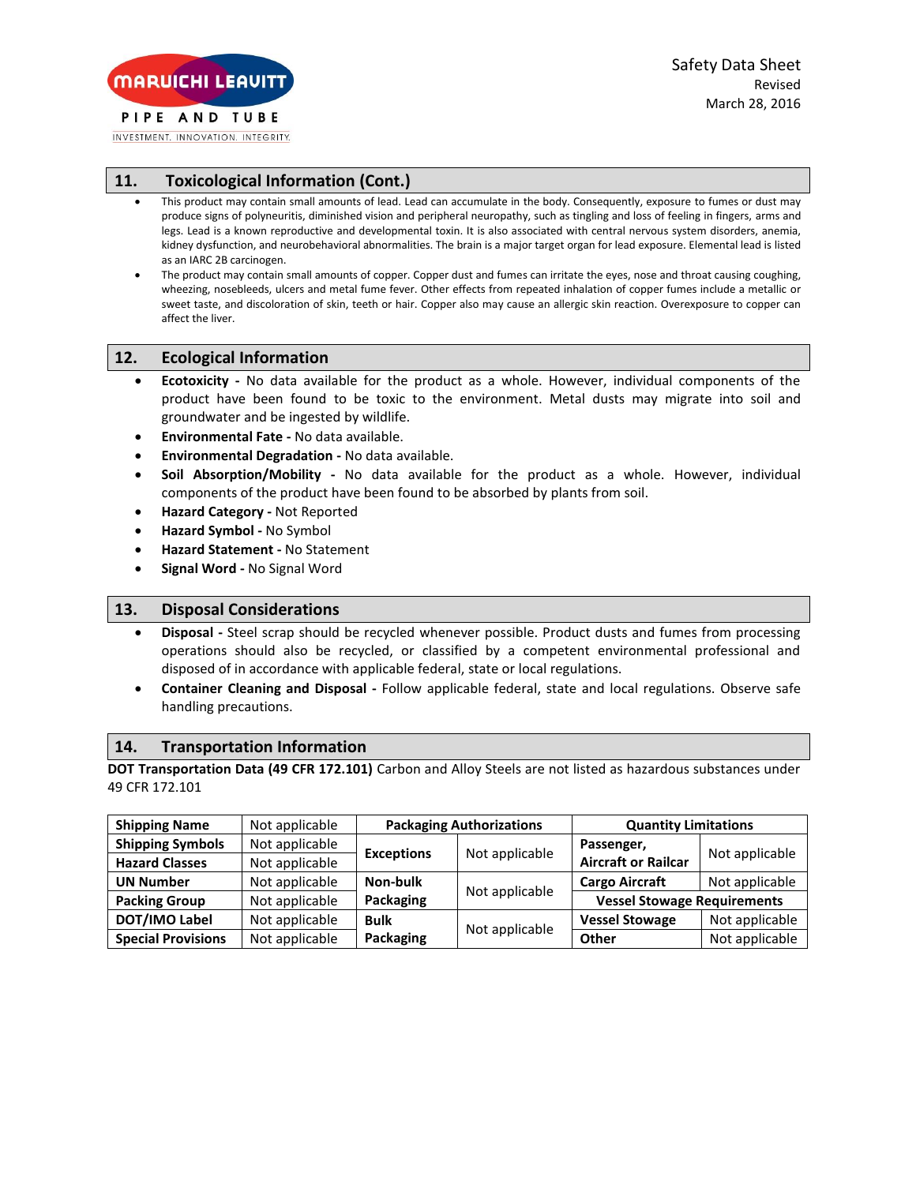## 11. Toxicological Information (Cont.)

- This product may contain small amounts of lead. Lead can accumulate in the body. Consequently, exposure to fumes or dust may produce signs of polyneuritis, diminished vision and peripheral neuropathy, such as tingling and loss of feeling in fingers, arms and legs. Lead is a known reproductive and developmental toxin. It is also associated with central nervous system disorders, anemia, kidney dysfunction, and neurobehavioral abnormalities. The brain is a major target organ for lead exposure. Elemental lead is listed as an IARC 2B carcinogen.
- The product may contain small amounts of copper. Copper dust and fumes can irritate the eyes, nose and throat causing coughing, wheezing, nosebleeds, ulcers and metal fume fever. Other effects from repeated inhalation of copper fumes include a metallic or sweet taste, and discoloration of skin, teeth or hair. Copper also may cause an allergic skin reaction. Overexposure to copper can affect the liver.

## 12. Ecological Information

- **Ecotoxicity -** No data available for the product as a whole. However, individual components of the product have been found to be toxic to the environment. Metal dusts may migrate into soil and groundwater and be ingested by wildlife.
- **Environmental Fate -** No data available.
- **Environmental Degradation -** No data available.
- **Soil Absorption/Mobility -** No data available for the product as a whole. However, individual components of the product have been found to be absorbed by plants from soil.
- **Hazard Category -** Not Reported
- **Hazard Symbol -** No Symbol
- **Hazard Statement -** No Statement
- **Signal Word -** No Signal Word

## 13. Disposal Considerations

- **Disposal -** Steel scrap should be recycled whenever possible. Product dusts and fumes from processing operations should also be recycled, or classified by a competent environmental professional and disposed of in accordance with applicable federal, state or local regulations.
- **Container Cleaning and Disposal -** Follow applicable federal, state and local regulations. Observe safe handling precautions.

## 14. Transportation Information

**DOT Transportation Data (49 CFR 172.101)** Carbon and Alloy Steels are not listed as hazardous substances under 49 CFR 172.101

| | | **Packaging Authorizations** | | **Quantity Limitations** | |
|---|---|---|---|---|---|
| **Shipping Name** | Not applicable | | | | |
| **Shipping Symbols** | Not applicable | **Exceptions** | Not applicable | **Passenger, Aircraft or Railcar** | Not applicable |
| **Hazard Classes** | Not applicable | | | | |
| **UN Number** | Not applicable | **Non-bulk Packaging** | Not applicable | **Cargo Aircraft** | Not applicable |
| **Packing Group** | Not applicable | | | **Vessel Stowage Requirements** | |
| **DOT/IMO Label** | Not applicable | **Bulk Packaging** | Not applicable | **Vessel Stowage** | Not applicable |
| **Special Provisions** | Not applicable | | | **Other** | Not applicable |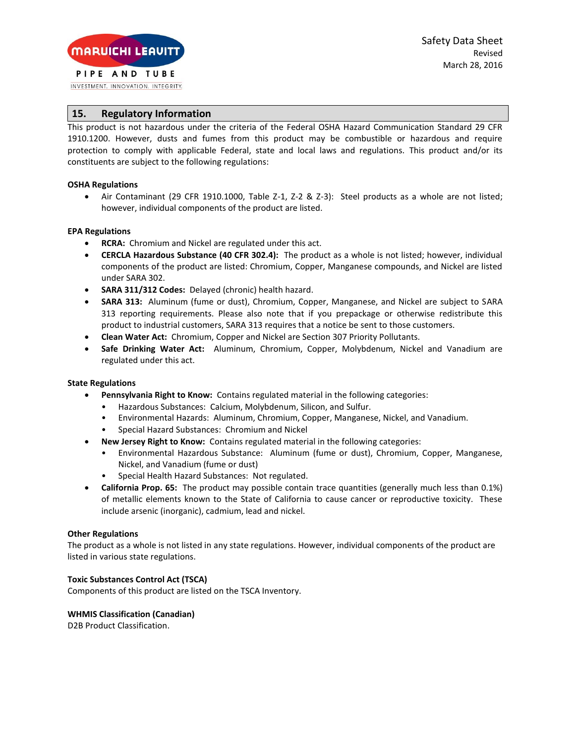## 15. Regulatory Information

This product is not hazardous under the criteria of the Federal OSHA Hazard Communication Standard 29 CFR 1910.1200. However, dusts and fumes from this product may be combustible or hazardous and require protection to comply with applicable Federal, state and local laws and regulations. This product and/or its constituents are subject to the following regulations:

**OSHA Regulations**

- Air Contaminant (29 CFR 1910.1000, Table Z-1, Z-2 & Z-3): Steel products as a whole are not listed; however, individual components of the product are listed.

**EPA Regulations**

- **RCRA:** Chromium and Nickel are regulated under this act.
- **CERCLA Hazardous Substance (40 CFR 302.4):** The product as a whole is not listed; however, individual components of the product are listed: Chromium, Copper, Manganese compounds, and Nickel are listed under SARA 302.
- **SARA 311/312 Codes:** Delayed (chronic) health hazard.
- **SARA 313:** Aluminum (fume or dust), Chromium, Copper, Manganese, and Nickel are subject to SARA 313 reporting requirements. Please also note that if you prepackage or otherwise redistribute this product to industrial customers, SARA 313 requires that a notice be sent to those customers.
- **Clean Water Act:** Chromium, Copper and Nickel are Section 307 Priority Pollutants.
- **Safe Drinking Water Act:** Aluminum, Chromium, Copper, Molybdenum, Nickel and Vanadium are regulated under this act.

**State Regulations**

- **Pennsylvania Right to Know:** Contains regulated material in the following categories:
  - Hazardous Substances: Calcium, Molybdenum, Silicon, and Sulfur.
  - Environmental Hazards: Aluminum, Chromium, Copper, Manganese, Nickel, and Vanadium.
  - Special Hazard Substances: Chromium and Nickel
- **New Jersey Right to Know:** Contains regulated material in the following categories:
  - Environmental Hazardous Substance: Aluminum (fume or dust), Chromium, Copper, Manganese, Nickel, and Vanadium (fume or dust)
  - Special Health Hazard Substances: Not regulated.
- **California Prop. 65:** The product may possible contain trace quantities (generally much less than 0.1%) of metallic elements known to the State of California to cause cancer or reproductive toxicity. These include arsenic (inorganic), cadmium, lead and nickel.

**Other Regulations**

The product as a whole is not listed in any state regulations. However, individual components of the product are listed in various state regulations.

**Toxic Substances Control Act (TSCA)**

Components of this product are listed on the TSCA Inventory.

**WHMIS Classification (Canadian)**

D2B Product Classification.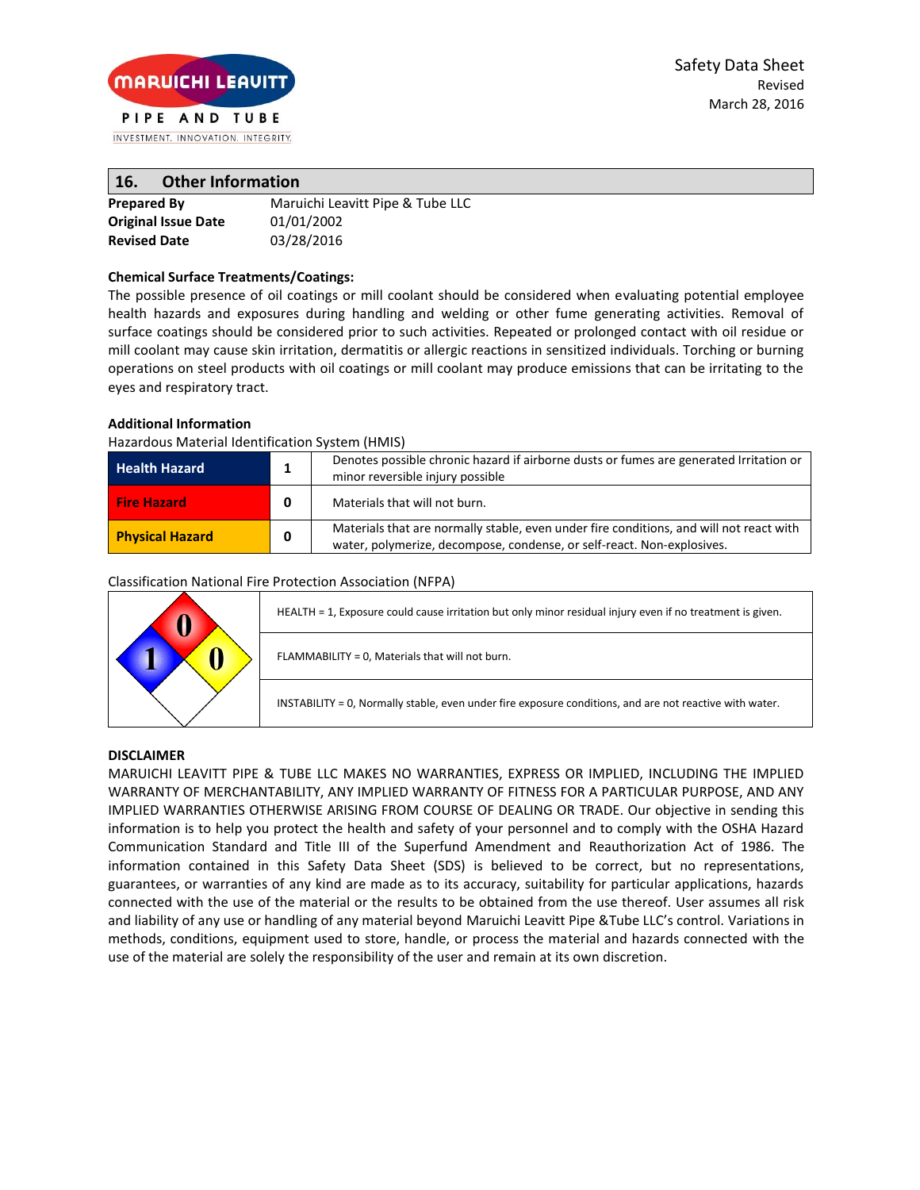## 16. Other Information

| | |
|---|---|
| **Prepared By** | Maruichi Leavitt Pipe & Tube LLC |
| **Original Issue Date** | 01/01/2002 |
| **Revised Date** | 03/28/2016 |

**Chemical Surface Treatments/Coatings:**

The possible presence of oil coatings or mill coolant should be considered when evaluating potential employee health hazards and exposures during handling and welding or other fume generating activities. Removal of surface coatings should be considered prior to such activities. Repeated or prolonged contact with oil residue or mill coolant may cause skin irritation, dermatitis or allergic reactions in sensitized individuals. Torching or burning operations on steel products with oil coatings or mill coolant may produce emissions that can be irritating to the eyes and respiratory tract.

**Additional Information**

Hazardous Material Identification System (HMIS)

| | | |
|---|---|---|
| **Health Hazard** | **1** | Denotes possible chronic hazard if airborne dusts or fumes are generated Irritation or minor reversible injury possible |
| **Fire Hazard** | **0** | Materials that will not burn. |
| **Physical Hazard** | **0** | Materials that are normally stable, even under fire conditions, and will not react with water, polymerize, decompose, condense, or self-react. Non-explosives. |

Classification National Fire Protection Association (NFPA)

| | |
|---|---|
| 0 / 1 / 0 | HEALTH = 1, Exposure could cause irritation but only minor residual injury even if no treatment is given. |
| | FLAMMABILITY = 0, Materials that will not burn. |
| | INSTABILITY = 0, Normally stable, even under fire exposure conditions, and are not reactive with water. |

**DISCLAIMER**

MARUICHI LEAVITT PIPE & TUBE LLC MAKES NO WARRANTIES, EXPRESS OR IMPLIED, INCLUDING THE IMPLIED WARRANTY OF MERCHANTABILITY, ANY IMPLIED WARRANTY OF FITNESS FOR A PARTICULAR PURPOSE, AND ANY IMPLIED WARRANTIES OTHERWISE ARISING FROM COURSE OF DEALING OR TRADE. Our objective in sending this information is to help you protect the health and safety of your personnel and to comply with the OSHA Hazard Communication Standard and Title III of the Superfund Amendment and Reauthorization Act of 1986. The information contained in this Safety Data Sheet (SDS) is believed to be correct, but no representations, guarantees, or warranties of any kind are made as to its accuracy, suitability for particular applications, hazards connected with the use of the material or the results to be obtained from the use thereof. User assumes all risk and liability of any use or handling of any material beyond Maruichi Leavitt Pipe &Tube LLC's control. Variations in methods, conditions, equipment used to store, handle, or process the material and hazards connected with the use of the material are solely the responsibility of the user and remain at its own discretion.